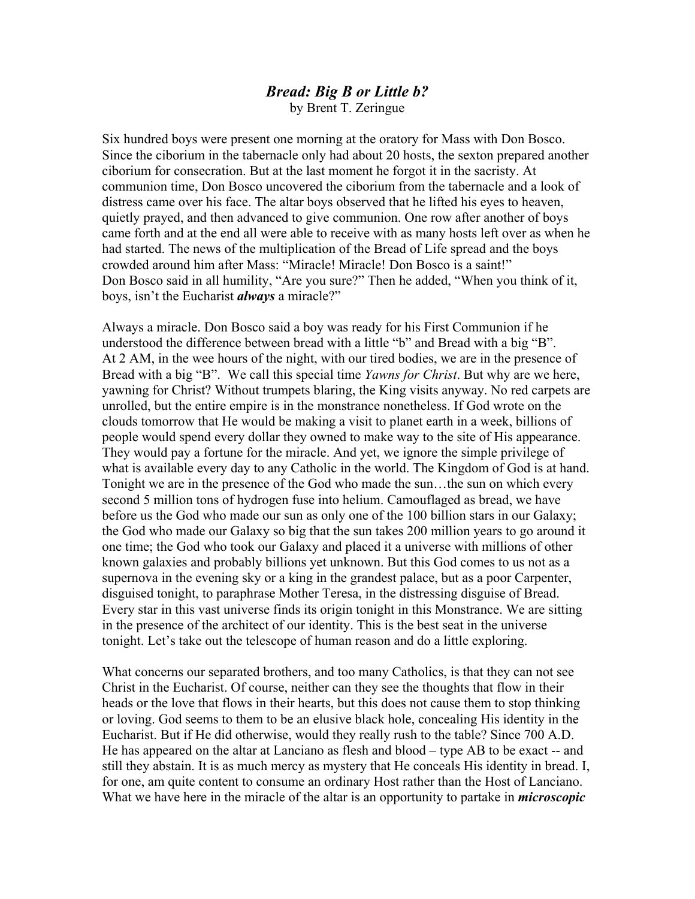# *Bread: Big B or Little b?*

by Brent T. Zeringue

Six hundred boys were present one morning at the oratory for Mass with Don Bosco. Since the ciborium in the tabernacle only had about 20 hosts, the sexton prepared another ciborium for consecration. But at the last moment he forgot it in the sacristy. At communion time, Don Bosco uncovered the ciborium from the tabernacle and a look of distress came over his face. The altar boys observed that he lifted his eyes to heaven, quietly prayed, and then advanced to give communion. One row after another of boys came forth and at the end all were able to receive with as many hosts left over as when he had started. The news of the multiplication of the Bread of Life spread and the boys crowded around him after Mass: "Miracle! Miracle! Don Bosco is a saint!"
Don Bosco said in all humility, "Are you sure?" Then he added, "When you think of it, boys, isn't the Eucharist ***always*** a miracle?"

Always a miracle. Don Bosco said a boy was ready for his First Communion if he understood the difference between bread with a little "b" and Bread with a big "B". At 2 AM, in the wee hours of the night, with our tired bodies, we are in the presence of Bread with a big "B". We call this special time *Yawns for Christ*. But why are we here, yawning for Christ? Without trumpets blaring, the King visits anyway. No red carpets are unrolled, but the entire empire is in the monstrance nonetheless. If God wrote on the clouds tomorrow that He would be making a visit to planet earth in a week, billions of people would spend every dollar they owned to make way to the site of His appearance. They would pay a fortune for the miracle. And yet, we ignore the simple privilege of what is available every day to any Catholic in the world. The Kingdom of God is at hand. Tonight we are in the presence of the God who made the sun…the sun on which every second 5 million tons of hydrogen fuse into helium. Camouflaged as bread, we have before us the God who made our sun as only one of the 100 billion stars in our Galaxy; the God who made our Galaxy so big that the sun takes 200 million years to go around it one time; the God who took our Galaxy and placed it a universe with millions of other known galaxies and probably billions yet unknown. But this God comes to us not as a supernova in the evening sky or a king in the grandest palace, but as a poor Carpenter, disguised tonight, to paraphrase Mother Teresa, in the distressing disguise of Bread. Every star in this vast universe finds its origin tonight in this Monstrance. We are sitting in the presence of the architect of our identity. This is the best seat in the universe tonight. Let's take out the telescope of human reason and do a little exploring.

What concerns our separated brothers, and too many Catholics, is that they can not see Christ in the Eucharist. Of course, neither can they see the thoughts that flow in their heads or the love that flows in their hearts, but this does not cause them to stop thinking or loving. God seems to them to be an elusive black hole, concealing His identity in the Eucharist. But if He did otherwise, would they really rush to the table? Since 700 A.D. He has appeared on the altar at Lanciano as flesh and blood – type AB to be exact -- and still they abstain. It is as much mercy as mystery that He conceals His identity in bread. I, for one, am quite content to consume an ordinary Host rather than the Host of Lanciano. What we have here in the miracle of the altar is an opportunity to partake in ***microscopic***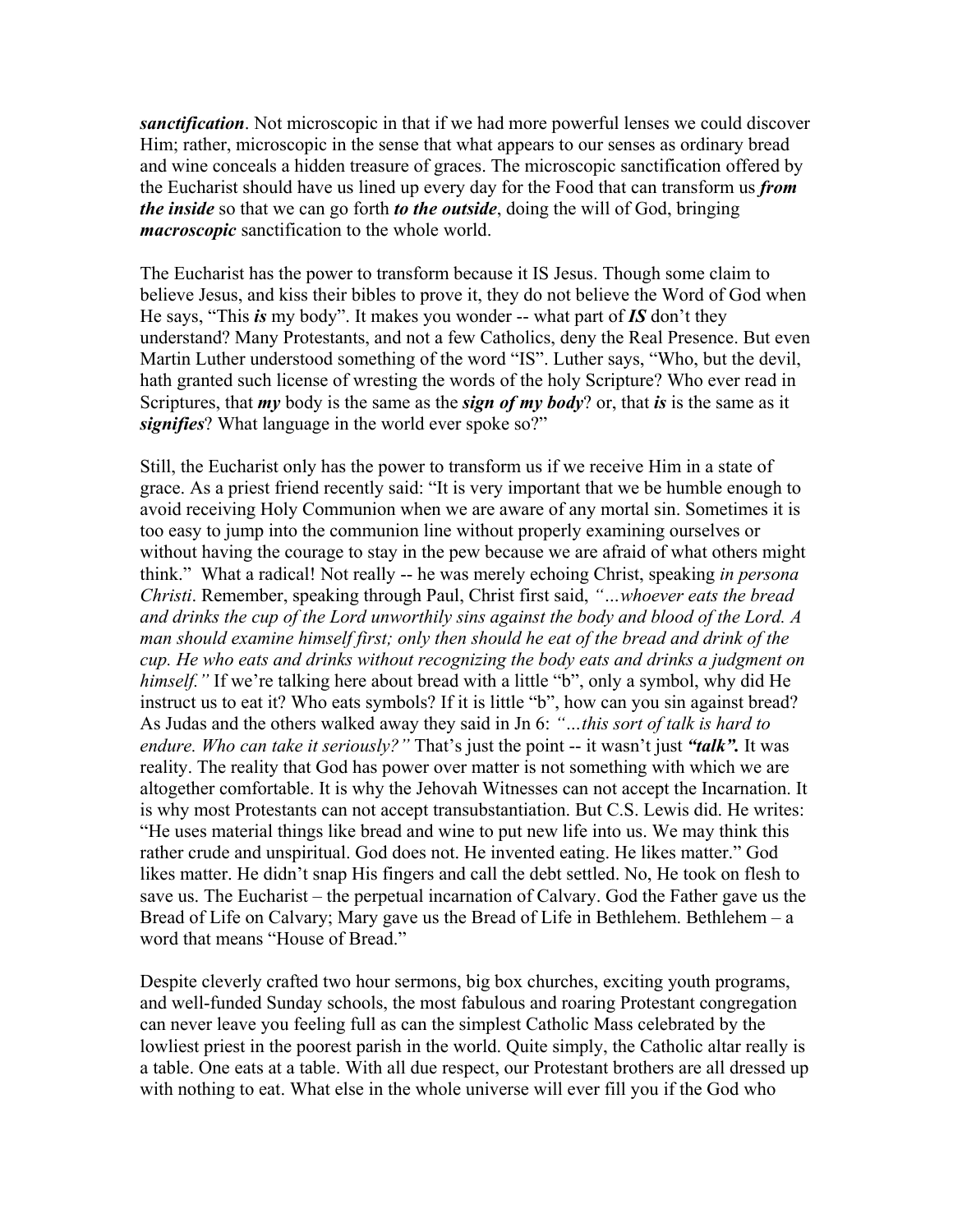***sanctification***. Not microscopic in that if we had more powerful lenses we could discover Him; rather, microscopic in the sense that what appears to our senses as ordinary bread and wine conceals a hidden treasure of graces. The microscopic sanctification offered by the Eucharist should have us lined up every day for the Food that can transform us ***from the inside*** so that we can go forth ***to the outside***, doing the will of God, bringing ***macroscopic*** sanctification to the whole world.

The Eucharist has the power to transform because it IS Jesus. Though some claim to believe Jesus, and kiss their bibles to prove it, they do not believe the Word of God when He says, "This ***is*** my body". It makes you wonder -- what part of ***IS*** don't they understand? Many Protestants, and not a few Catholics, deny the Real Presence. But even Martin Luther understood something of the word "IS". Luther says, "Who, but the devil, hath granted such license of wresting the words of the holy Scripture? Who ever read in Scriptures, that ***my*** body is the same as the ***sign of my body***? or, that ***is*** is the same as it ***signifies***? What language in the world ever spoke so?"

Still, the Eucharist only has the power to transform us if we receive Him in a state of grace. As a priest friend recently said: "It is very important that we be humble enough to avoid receiving Holy Communion when we are aware of any mortal sin. Sometimes it is too easy to jump into the communion line without properly examining ourselves or without having the courage to stay in the pew because we are afraid of what others might think." What a radical! Not really -- he was merely echoing Christ, speaking *in persona Christi*. Remember, speaking through Paul, Christ first said, *"…whoever eats the bread and drinks the cup of the Lord unworthily sins against the body and blood of the Lord. A man should examine himself first; only then should he eat of the bread and drink of the cup. He who eats and drinks without recognizing the body eats and drinks a judgment on himself."* If we're talking here about bread with a little "b", only a symbol, why did He instruct us to eat it? Who eats symbols? If it is little "b", how can you sin against bread? As Judas and the others walked away they said in Jn 6: *"…this sort of talk is hard to endure. Who can take it seriously?"* That's just the point -- it wasn't just ***"talk".*** It was reality. The reality that God has power over matter is not something with which we are altogether comfortable. It is why the Jehovah Witnesses can not accept the Incarnation. It is why most Protestants can not accept transubstantiation. But C.S. Lewis did. He writes: "He uses material things like bread and wine to put new life into us. We may think this rather crude and unspiritual. God does not. He invented eating. He likes matter." God likes matter. He didn't snap His fingers and call the debt settled. No, He took on flesh to save us. The Eucharist – the perpetual incarnation of Calvary. God the Father gave us the Bread of Life on Calvary; Mary gave us the Bread of Life in Bethlehem. Bethlehem – a word that means "House of Bread."

Despite cleverly crafted two hour sermons, big box churches, exciting youth programs, and well-funded Sunday schools, the most fabulous and roaring Protestant congregation can never leave you feeling full as can the simplest Catholic Mass celebrated by the lowliest priest in the poorest parish in the world. Quite simply, the Catholic altar really is a table. One eats at a table. With all due respect, our Protestant brothers are all dressed up with nothing to eat. What else in the whole universe will ever fill you if the God who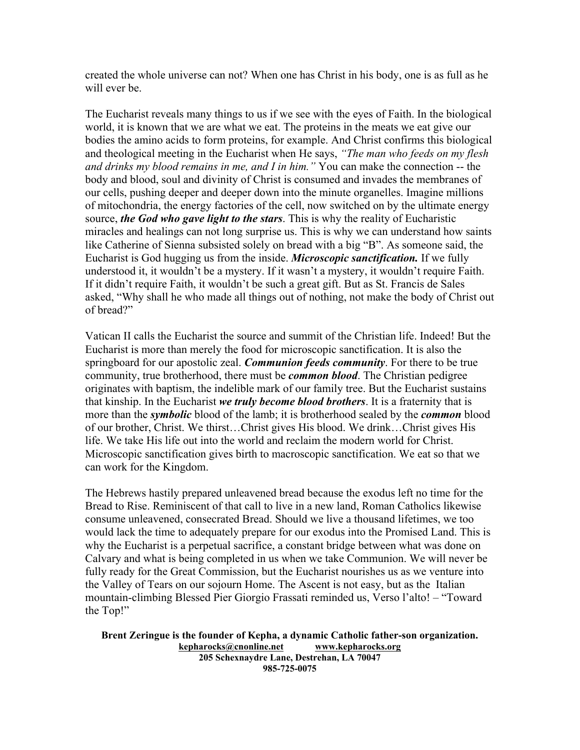created the whole universe can not? When one has Christ in his body, one is as full as he will ever be.

The Eucharist reveals many things to us if we see with the eyes of Faith. In the biological world, it is known that we are what we eat. The proteins in the meats we eat give our bodies the amino acids to form proteins, for example. And Christ confirms this biological and theological meeting in the Eucharist when He says, *"The man who feeds on my flesh and drinks my blood remains in me, and I in him."* You can make the connection -- the body and blood, soul and divinity of Christ is consumed and invades the membranes of our cells, pushing deeper and deeper down into the minute organelles. Imagine millions of mitochondria, the energy factories of the cell, now switched on by the ultimate energy source, ***the God who gave light to the stars***. This is why the reality of Eucharistic miracles and healings can not long surprise us. This is why we can understand how saints like Catherine of Sienna subsisted solely on bread with a big "B". As someone said, the Eucharist is God hugging us from the inside. ***Microscopic sanctification.*** If we fully understood it, it wouldn't be a mystery. If it wasn't a mystery, it wouldn't require Faith. If it didn't require Faith, it wouldn't be such a great gift. But as St. Francis de Sales asked, "Why shall he who made all things out of nothing, not make the body of Christ out of bread?"

Vatican II calls the Eucharist the source and summit of the Christian life. Indeed! But the Eucharist is more than merely the food for microscopic sanctification. It is also the springboard for our apostolic zeal. ***Communion feeds community***. For there to be true community, true brotherhood, there must be ***common blood***. The Christian pedigree originates with baptism, the indelible mark of our family tree. But the Eucharist sustains that kinship. In the Eucharist ***we truly become blood brothers***. It is a fraternity that is more than the ***symbolic*** blood of the lamb; it is brotherhood sealed by the ***common*** blood of our brother, Christ. We thirst…Christ gives His blood. We drink…Christ gives His life. We take His life out into the world and reclaim the modern world for Christ. Microscopic sanctification gives birth to macroscopic sanctification. We eat so that we can work for the Kingdom.

The Hebrews hastily prepared unleavened bread because the exodus left no time for the Bread to Rise. Reminiscent of that call to live in a new land, Roman Catholics likewise consume unleavened, consecrated Bread. Should we live a thousand lifetimes, we too would lack the time to adequately prepare for our exodus into the Promised Land. This is why the Eucharist is a perpetual sacrifice, a constant bridge between what was done on Calvary and what is being completed in us when we take Communion. We will never be fully ready for the Great Commission, but the Eucharist nourishes us as we venture into the Valley of Tears on our sojourn Home. The Ascent is not easy, but as the Italian mountain-climbing Blessed Pier Giorgio Frassati reminded us, Verso l'alto! – "Toward the Top!"

**Brent Zeringue is the founder of Kepha, a dynamic Catholic father-son organization.**
**kepharocks@cnonline.net www.kepharocks.org**
**205 Schexnaydre Lane, Destrehan, LA 70047**
**985-725-0075**